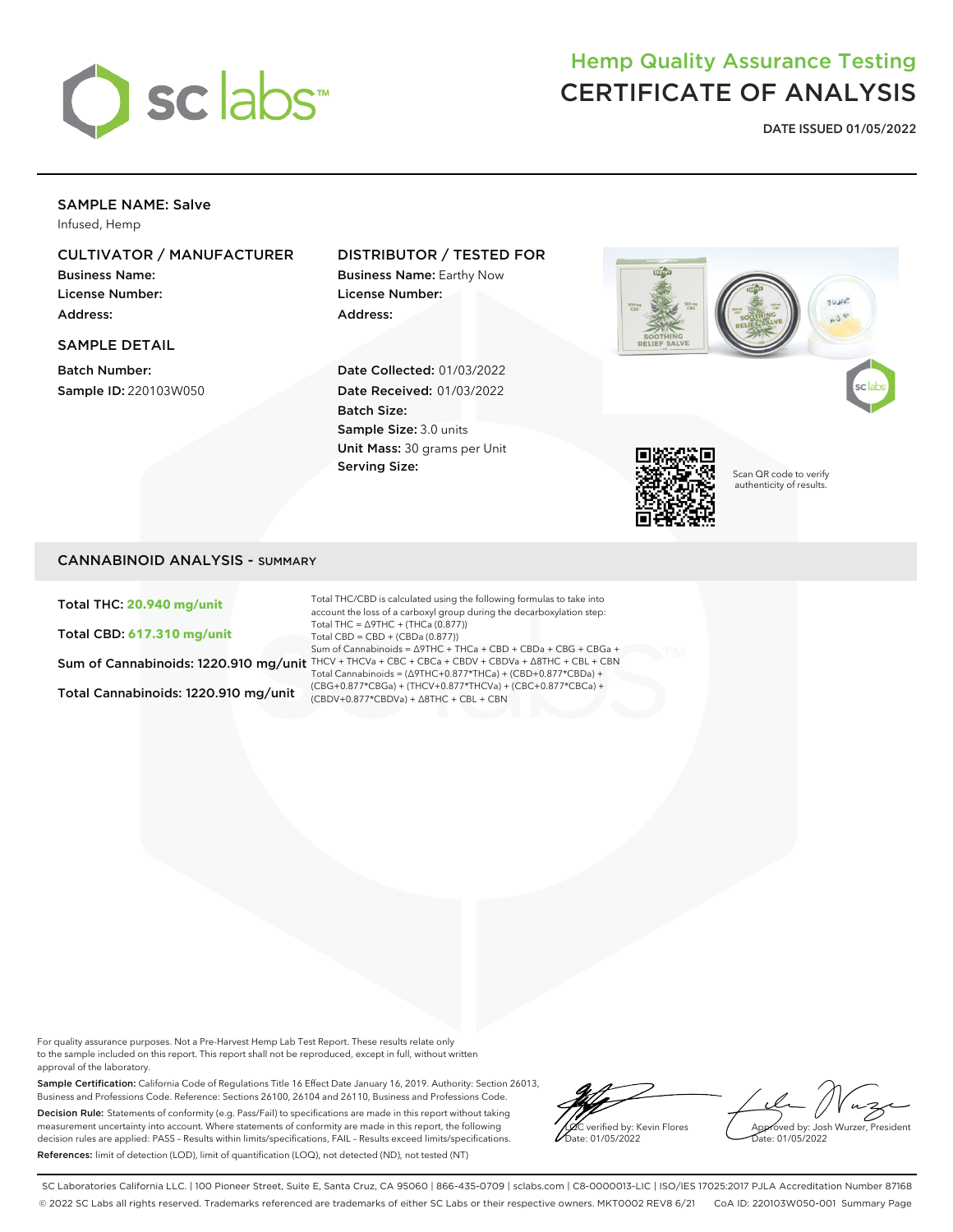# Hemp Quality Assurance Testing
# CERTIFICATE OF ANALYSIS

**DATE ISSUED 01/05/2022**

**SAMPLE NAME: Salve**
Infused, Hemp

**CULTIVATOR / MANUFACTURER**
Business Name:
License Number:
Address:

**DISTRIBUTOR / TESTED FOR**
Business Name: Earthy Now
License Number:
Address:

**SAMPLE DETAIL**
Batch Number:
Sample ID: 220103W050

Date Collected: 01/03/2022
Date Received: 01/03/2022
Batch Size:
Sample Size: 3.0 units
Unit Mass: 30 grams per Unit
Serving Size:

Scan QR code to verify authenticity of results.

## CANNABINOID ANALYSIS - SUMMARY

**Total THC: 20.940 mg/unit**

**Total CBD: 617.310 mg/unit**

**Sum of Cannabinoids: 1220.910 mg/unit**

**Total Cannabinoids: 1220.910 mg/unit**

Total THC/CBD is calculated using the following formulas to take into account the loss of a carboxyl group during the decarboxylation step:
Total THC = Δ9THC + (THCa (0.877))
Total CBD = CBD + (CBDa (0.877))
Sum of Cannabinoids = Δ9THC + THCa + CBD + CBDa + CBG + CBGa + THCV + THCVa + CBC + CBCa + CBDV + CBDVa + Δ8THC + CBL + CBN
Total Cannabinoids = (Δ9THC+0.877*THCa) + (CBD+0.877*CBDa) + (CBG+0.877*CBGa) + (THCV+0.877*THCVa) + (CBC+0.877*CBCa) + (CBDV+0.877*CBDVa) + Δ8THC + CBL + CBN

For quality assurance purposes. Not a Pre-Harvest Hemp Lab Test Report. These results relate only to the sample included on this report. This report shall not be reproduced, except in full, without written approval of the laboratory.

**Sample Certification:** California Code of Regulations Title 16 Effect Date January 16, 2019. Authority: Section 26013, Business and Professions Code. Reference: Sections 26100, 26104 and 26110, Business and Professions Code.

**Decision Rule:** Statements of conformity (e.g. Pass/Fail) to specifications are made in this report without taking measurement uncertainty into account. Where statements of conformity are made in this report, the following decision rules are applied: PASS – Results within limits/specifications, FAIL – Results exceed limits/specifications.

**References:** limit of detection (LOD), limit of quantification (LOQ), not detected (ND), not tested (NT)

LQC verified by: Kevin Flores
Date: 01/05/2022

Approved by: Josh Wurzer, President
Date: 01/05/2022

SC Laboratories California LLC. | 100 Pioneer Street, Suite E, Santa Cruz, CA 95060 | 866-435-0709 | sclabs.com | C8-0000013-LIC | ISO/IES 17025:2017 PJLA Accreditation Number 87168
© 2022 SC Labs all rights reserved. Trademarks referenced are trademarks of either SC Labs or their respective owners. MKT0002 REV8 6/21 CoA ID: 220103W050-001 Summary Page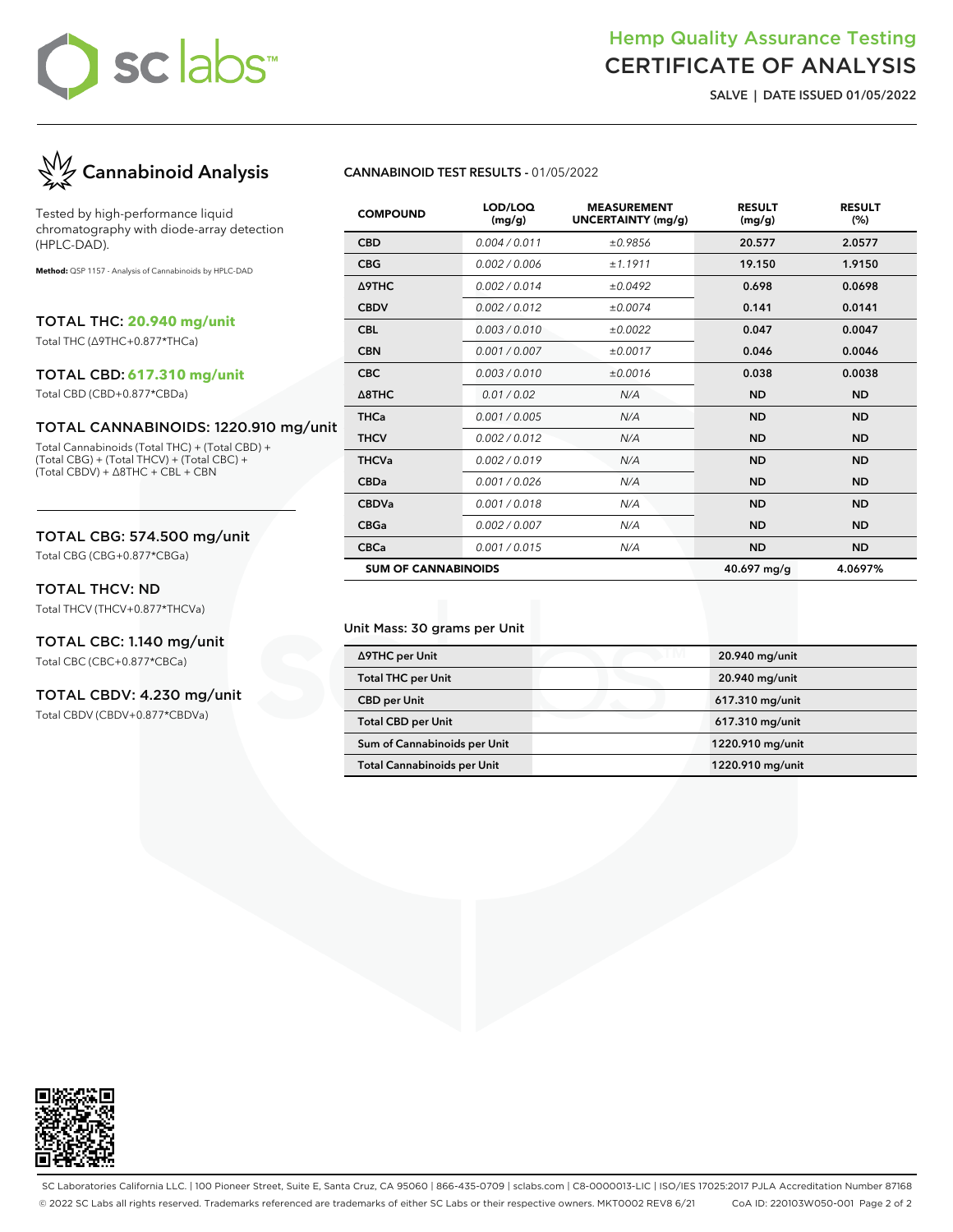# Hemp Quality Assurance Testing
# CERTIFICATE OF ANALYSIS

**SALVE | DATE ISSUED 01/05/2022**

## Cannabinoid Analysis

Tested by high-performance liquid chromatography with diode-array detection (HPLC-DAD).

**Method:** QSP 1157 - Analysis of Cannabinoids by HPLC-DAD

### TOTAL THC: 20.940 mg/unit

Total THC (Δ9THC+0.877*THCa)

### TOTAL CBD: 617.310 mg/unit

Total CBD (CBD+0.877*CBDa)

### TOTAL CANNABINOIDS: 1220.910 mg/unit

Total Cannabinoids (Total THC) + (Total CBD) + (Total CBG) + (Total THCV) + (Total CBC) + (Total CBDV) + Δ8THC + CBL + CBN

### TOTAL CBG: 574.500 mg/unit

Total CBG (CBG+0.877*CBGa)

### TOTAL THCV: ND

Total THCV (THCV+0.877*THCVa)

### TOTAL CBC: 1.140 mg/unit

Total CBC (CBC+0.877*CBCa)

### TOTAL CBDV: 4.230 mg/unit

Total CBDV (CBDV+0.877*CBDVa)

**CANNABINOID TEST RESULTS** - 01/05/2022

| COMPOUND | LOD/LOQ (mg/g) | MEASUREMENT UNCERTAINTY (mg/g) | RESULT (mg/g) | RESULT (%) |
|---|---|---|---|---|
| CBD | 0.004 / 0.011 | ±0.9856 | 20.577 | 2.0577 |
| CBG | 0.002 / 0.006 | ±1.1911 | 19.150 | 1.9150 |
| Δ9THC | 0.002 / 0.014 | ±0.0492 | 0.698 | 0.0698 |
| CBDV | 0.002 / 0.012 | ±0.0074 | 0.141 | 0.0141 |
| CBL | 0.003 / 0.010 | ±0.0022 | 0.047 | 0.0047 |
| CBN | 0.001 / 0.007 | ±0.0017 | 0.046 | 0.0046 |
| CBC | 0.003 / 0.010 | ±0.0016 | 0.038 | 0.0038 |
| Δ8THC | 0.01 / 0.02 | N/A | ND | ND |
| THCa | 0.001 / 0.005 | N/A | ND | ND |
| THCV | 0.002 / 0.012 | N/A | ND | ND |
| THCVa | 0.002 / 0.019 | N/A | ND | ND |
| CBDa | 0.001 / 0.026 | N/A | ND | ND |
| CBDVa | 0.001 / 0.018 | N/A | ND | ND |
| CBGa | 0.002 / 0.007 | N/A | ND | ND |
| CBCa | 0.001 / 0.015 | N/A | ND | ND |
| **SUM OF CANNABINOIDS** | | | **40.697 mg/g** | **4.0697%** |

Unit Mass: 30 grams per Unit

| | |
|---|---|
| Δ9THC per Unit | 20.940 mg/unit |
| Total THC per Unit | 20.940 mg/unit |
| CBD per Unit | 617.310 mg/unit |
| Total CBD per Unit | 617.310 mg/unit |
| Sum of Cannabinoids per Unit | 1220.910 mg/unit |
| Total Cannabinoids per Unit | 1220.910 mg/unit |

SC Laboratories California LLC. | 100 Pioneer Street, Suite E, Santa Cruz, CA 95060 | 866-435-0709 | sclabs.com | C8-0000013-LIC | ISO/IES 17025:2017 PJLA Accreditation Number 87168
© 2022 SC Labs all rights reserved. Trademarks referenced are trademarks of either SC Labs or their respective owners. MKT0002 REV8 6/21 CoA ID: 220103W050-001